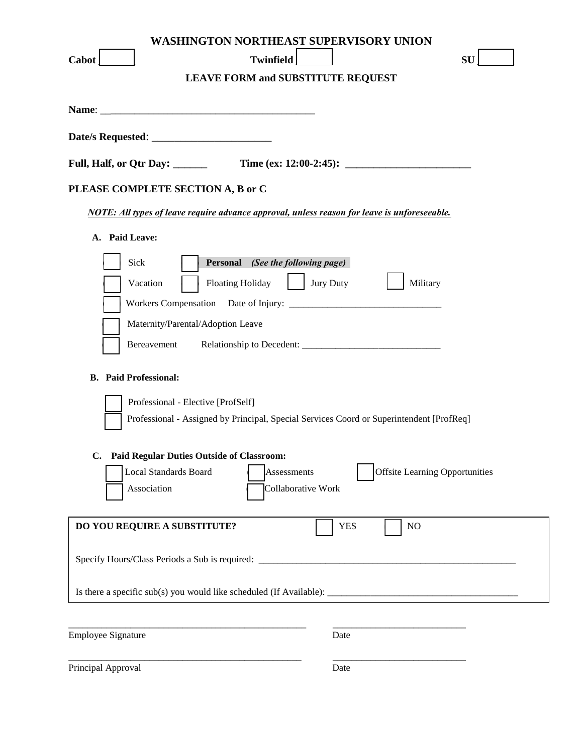# WASHINGTON NORTHEAST SUPERVISORY UNION

**Cabot** ☐ **Twinfield** ☐ **SU** ☐

## LEAVE FORM and SUBSTITUTE REQUEST

**Name**: ___________________________________________

**Date/s Requested**: ________________________

**Full, Half, or Qtr Day: ______** **Time (ex: 12:00-2:45): ________________________**

**PLEASE COMPLETE SECTION A, B or C**

***NOTE: All types of leave require advance approval, unless reason for leave is unforeseeable.***

**A. Paid Leave:**

☐ Sick ☐ **Personal** ***(See the following page)***

☐ Vacation ☐ Floating Holiday ☐ Jury Duty ☐ Military

☐ Workers Compensation Date of Injury: ________________________________

☐ Maternity/Parental/Adoption Leave

☐ Bereavement Relationship to Decedent: ______________________________

**B. Paid Professional:**

☐ Professional - Elective [ProfSelf]

☐ Professional - Assigned by Principal, Special Services Coord or Superintendent [ProfReq]

**C. Paid Regular Duties Outside of Classroom:**

☐ Local Standards Board ☐ Assessments ☐ Offsite Learning Opportunities

☐ Association ☐ Collaborative Work

**DO YOU REQUIRE A SUBSTITUTE?** ☐ YES ☐ NO

Specify Hours/Class Periods a Sub is required: __________________________________________________________

Is there a specific sub(s) you would like scheduled (If Available): ________________________________________

___________________________________________________ ____________________________

Employee Signature Date

___________________________________________________ ____________________________

Principal Approval Date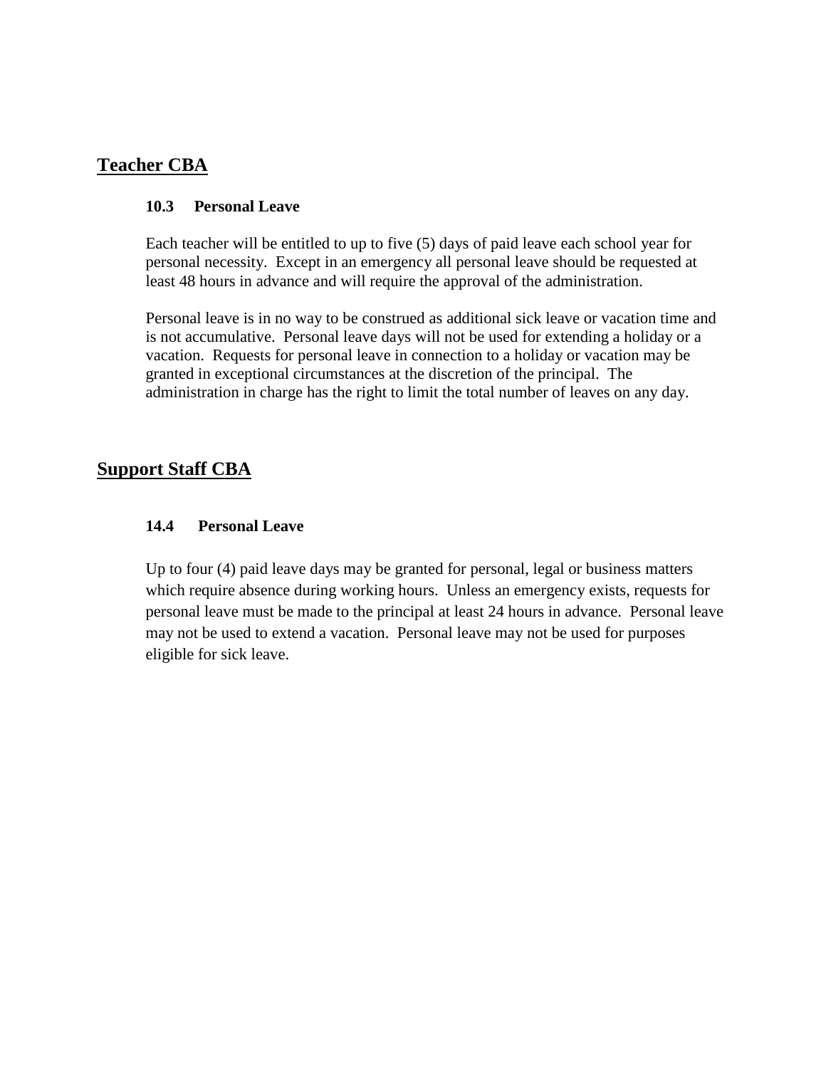## Teacher CBA

### 10.3 Personal Leave

Each teacher will be entitled to up to five (5) days of paid leave each school year for personal necessity. Except in an emergency all personal leave should be requested at least 48 hours in advance and will require the approval of the administration.

Personal leave is in no way to be construed as additional sick leave or vacation time and is not accumulative. Personal leave days will not be used for extending a holiday or a vacation. Requests for personal leave in connection to a holiday or vacation may be granted in exceptional circumstances at the discretion of the principal. The administration in charge has the right to limit the total number of leaves on any day.

## Support Staff CBA

### 14.4 Personal Leave

Up to four (4) paid leave days may be granted for personal, legal or business matters which require absence during working hours. Unless an emergency exists, requests for personal leave must be made to the principal at least 24 hours in advance. Personal leave may not be used to extend a vacation. Personal leave may not be used for purposes eligible for sick leave.